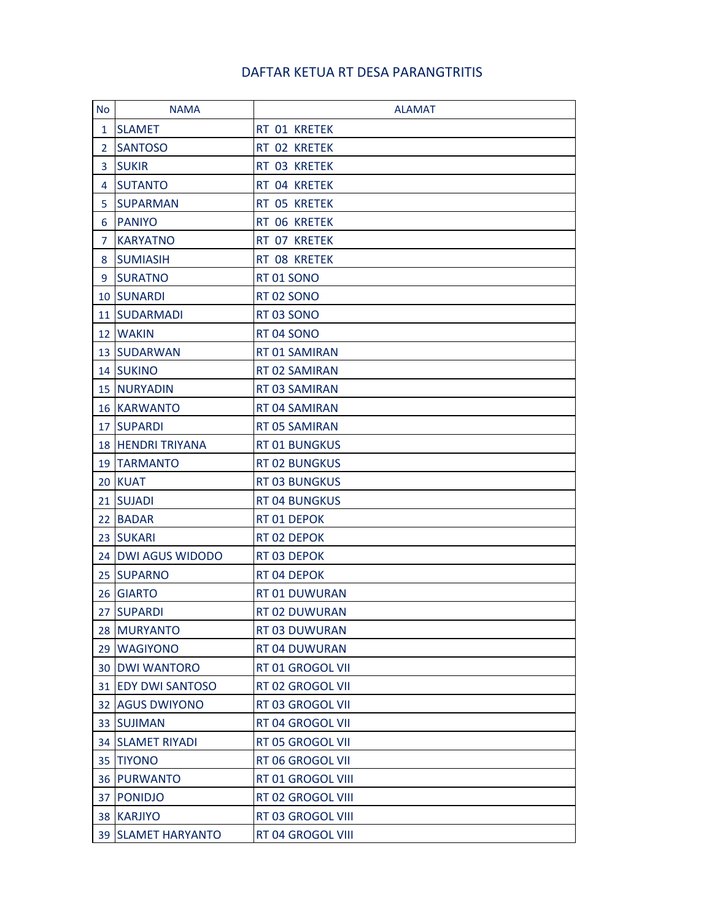# DAFTAR KETUA RT DESA PARANGTRITIS

| No | NAMA | ALAMAT |
|---|---|---|
| 1 | SLAMET | RT 01 KRETEK |
| 2 | SANTOSO | RT 02 KRETEK |
| 3 | SUKIR | RT 03 KRETEK |
| 4 | SUTANTO | RT 04 KRETEK |
| 5 | SUPARMAN | RT 05 KRETEK |
| 6 | PANIYO | RT 06 KRETEK |
| 7 | KARYATNO | RT 07 KRETEK |
| 8 | SUMIASIH | RT 08 KRETEK |
| 9 | SURATNO | RT 01 SONO |
| 10 | SUNARDI | RT 02 SONO |
| 11 | SUDARMADI | RT 03 SONO |
| 12 | WAKIN | RT 04 SONO |
| 13 | SUDARWAN | RT 01 SAMIRAN |
| 14 | SUKINO | RT 02 SAMIRAN |
| 15 | NURYADIN | RT 03 SAMIRAN |
| 16 | KARWANTO | RT 04 SAMIRAN |
| 17 | SUPARDI | RT 05 SAMIRAN |
| 18 | HENDRI TRIYANA | RT 01 BUNGKUS |
| 19 | TARMANTO | RT 02 BUNGKUS |
| 20 | KUAT | RT 03 BUNGKUS |
| 21 | SUJADI | RT 04 BUNGKUS |
| 22 | BADAR | RT 01 DEPOK |
| 23 | SUKARI | RT 02 DEPOK |
| 24 | DWI AGUS WIDODO | RT 03 DEPOK |
| 25 | SUPARNO | RT 04 DEPOK |
| 26 | GIARTO | RT 01 DUWURAN |
| 27 | SUPARDI | RT 02 DUWURAN |
| 28 | MURYANTO | RT 03 DUWURAN |
| 29 | WAGIYONO | RT 04 DUWURAN |
| 30 | DWI WANTORO | RT 01 GROGOL VII |
| 31 | EDY DWI SANTOSO | RT 02 GROGOL VII |
| 32 | AGUS DWIYONO | RT 03 GROGOL VII |
| 33 | SUJIMAN | RT 04 GROGOL VII |
| 34 | SLAMET RIYADI | RT 05 GROGOL VII |
| 35 | TIYONO | RT 06 GROGOL VII |
| 36 | PURWANTO | RT 01 GROGOL VIII |
| 37 | PONIDJO | RT 02 GROGOL VIII |
| 38 | KARJIYO | RT 03 GROGOL VIII |
| 39 | SLAMET HARYANTO | RT 04 GROGOL VIII |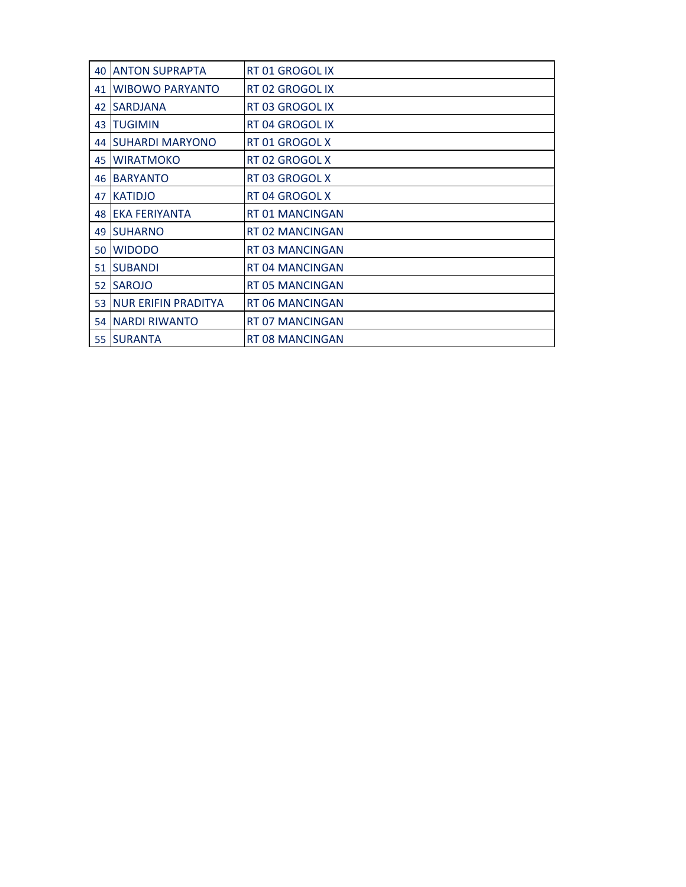| | | |
|---|---|---|
| 40 | ANTON SUPRAPTA | RT 01 GROGOL IX |
| 41 | WIBOWO PARYANTO | RT 02 GROGOL IX |
| 42 | SARDJANA | RT 03 GROGOL IX |
| 43 | TUGIMIN | RT 04 GROGOL IX |
| 44 | SUHARDI MARYONO | RT 01 GROGOL X |
| 45 | WIRATMOKO | RT 02 GROGOL X |
| 46 | BARYANTO | RT 03 GROGOL X |
| 47 | KATIDJO | RT 04 GROGOL X |
| 48 | EKA FERIYANTA | RT 01 MANCINGAN |
| 49 | SUHARNO | RT 02 MANCINGAN |
| 50 | WIDODO | RT 03 MANCINGAN |
| 51 | SUBANDI | RT 04 MANCINGAN |
| 52 | SAROJO | RT 05 MANCINGAN |
| 53 | NUR ERIFIN PRADITYA | RT 06 MANCINGAN |
| 54 | NARDI RIWANTO | RT 07 MANCINGAN |
| 55 | SURANTA | RT 08 MANCINGAN |